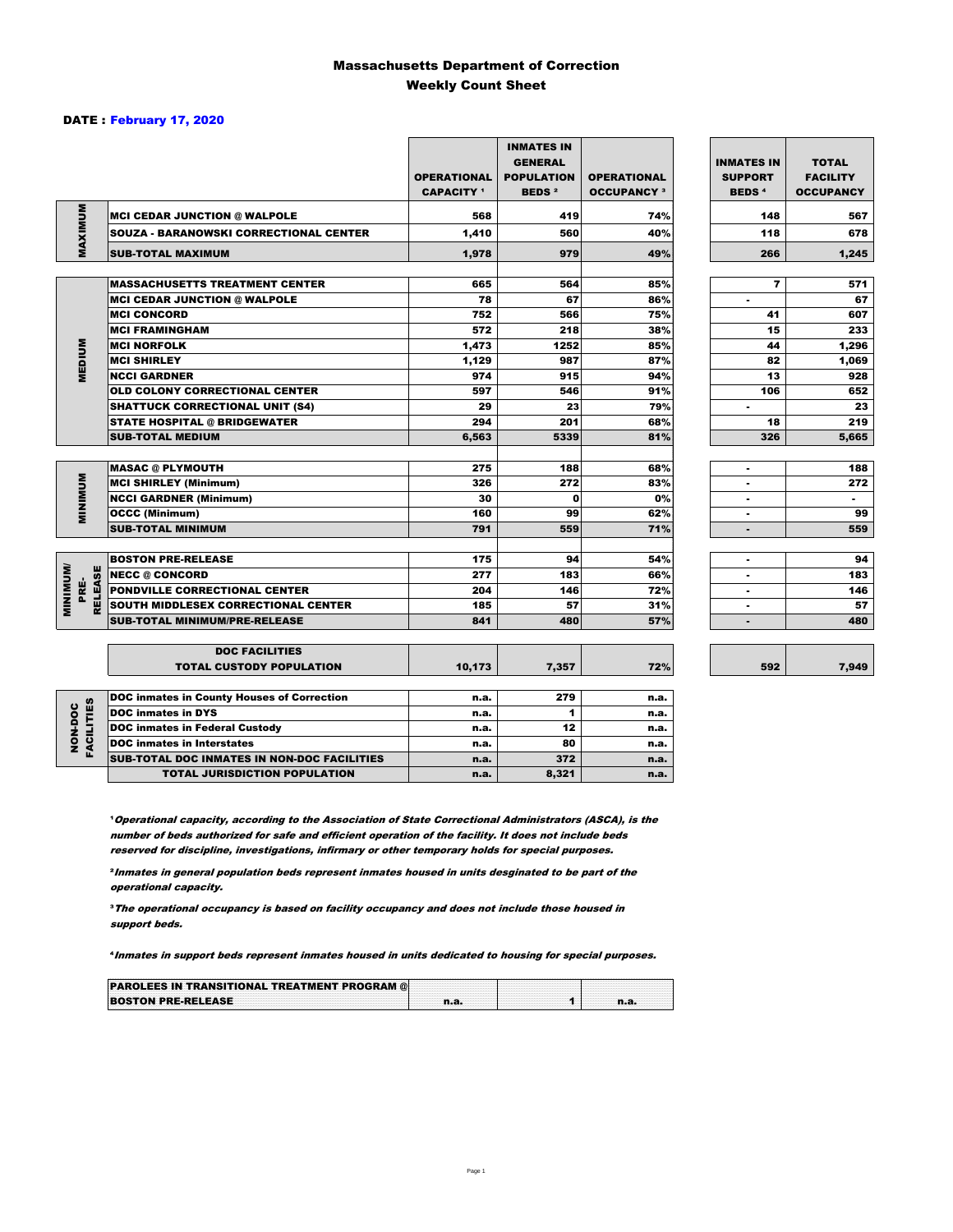# Massachusetts Department of Correction
## Weekly Count Sheet

**DATE : February 17, 2020**

| | | OPERATIONAL CAPACITY [1] | INMATES IN GENERAL POPULATION BEDS [2] | OPERATIONAL OCCUPANCY [3] | INMATES IN SUPPORT BEDS [4] | TOTAL FACILITY OCCUPANCY |
|---|---|---|---|---|---|---|
| MAXIMUM | MCI CEDAR JUNCTION @ WALPOLE | 568 | 419 | 74% | 148 | 567 |
| | SOUZA - BARANOWSKI CORRECTIONAL CENTER | 1,410 | 560 | 40% | 118 | 678 |
| | SUB-TOTAL MAXIMUM | 1,978 | 979 | 49% | 266 | 1,245 |
| MEDIUM | MASSACHUSETTS TREATMENT CENTER | 665 | 564 | 85% | 7 | 571 |
| | MCI CEDAR JUNCTION @ WALPOLE | 78 | 67 | 86% | - | 67 |
| | MCI CONCORD | 752 | 566 | 75% | 41 | 607 |
| | MCI FRAMINGHAM | 572 | 218 | 38% | 15 | 233 |
| | MCI NORFOLK | 1,473 | 1252 | 85% | 44 | 1,296 |
| | MCI SHIRLEY | 1,129 | 987 | 87% | 82 | 1,069 |
| | NCCI GARDNER | 974 | 915 | 94% | 13 | 928 |
| | OLD COLONY CORRECTIONAL CENTER | 597 | 546 | 91% | 106 | 652 |
| | SHATTUCK CORRECTIONAL UNIT (S4) | 29 | 23 | 79% | - | 23 |
| | STATE HOSPITAL @ BRIDGEWATER | 294 | 201 | 68% | 18 | 219 |
| | SUB-TOTAL MEDIUM | 6,563 | 5339 | 81% | 326 | 5,665 |
| MINIMUM | MASAC @ PLYMOUTH | 275 | 188 | 68% | - | 188 |
| | MCI SHIRLEY (Minimum) | 326 | 272 | 83% | - | 272 |
| | NCCI GARDNER (Minimum) | 30 | 0 | 0% | - | - |
| | OCCC (Minimum) | 160 | 99 | 62% | - | 99 |
| | SUB-TOTAL MINIMUM | 791 | 559 | 71% | - | 559 |
| MINIMUM/ PRE-RELEASE | BOSTON PRE-RELEASE | 175 | 94 | 54% | - | 94 |
| | NECC @ CONCORD | 277 | 183 | 66% | - | 183 |
| | PONDVILLE CORRECTIONAL CENTER | 204 | 146 | 72% | - | 146 |
| | SOUTH MIDDLESEX CORRECTIONAL CENTER | 185 | 57 | 31% | - | 57 |
| | SUB-TOTAL MINIMUM/PRE-RELEASE | 841 | 480 | 57% | - | 480 |
| | DOC FACILITIES TOTAL CUSTODY POPULATION | 10,173 | 7,357 | 72% | 592 | 7,949 |
| NON-DOC FACILITIES | DOC inmates in County Houses of Correction | n.a. | 279 | n.a. | | |
| | DOC inmates in DYS | n.a. | 1 | n.a. | | |
| | DOC inmates in Federal Custody | n.a. | 12 | n.a. | | |
| | DOC inmates in Interstates | n.a. | 80 | n.a. | | |
| | SUB-TOTAL DOC INMATES IN NON-DOC FACILITIES | n.a. | 372 | n.a. | | |
| | TOTAL JURISDICTION POPULATION | n.a. | 8,321 | n.a. | | |

[1] *Operational capacity, according to the Association of State Correctional Administrators (ASCA), is the number of beds authorized for safe and efficient operation of the facility. It does not include beds reserved for discipline, investigations, infirmary or other temporary holds for special purposes.*

[2] *Inmates in general population beds represent inmates housed in units desginated to be part of the operational capacity.*

[3] *The operational occupancy is based on facility occupancy and does not include those housed in support beds.*

[4] *Inmates in support beds represent inmates housed in units dedicated to housing for special purposes.*

| | | | |
|---|---|---|---|
| PAROLEES IN TRANSITIONAL TREATMENT PROGRAM @ BOSTON PRE-RELEASE | n.a. | 1 | n.a. |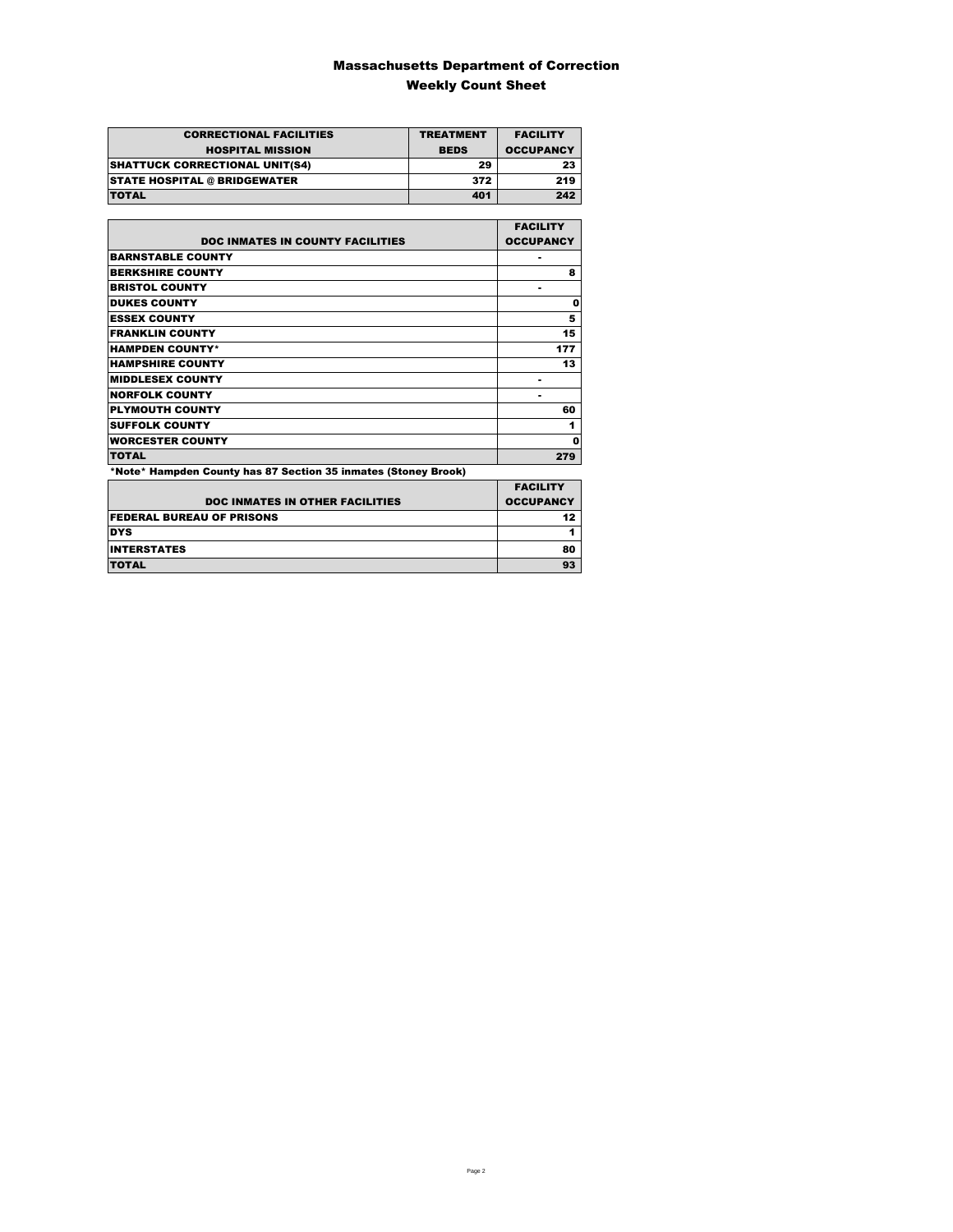# Massachusetts Department of Correction

## Weekly Count Sheet

| CORRECTIONAL FACILITIES HOSPITAL MISSION | TREATMENT BEDS | FACILITY OCCUPANCY |
|---|---|---|
| SHATTUCK CORRECTIONAL UNIT(S4) | 29 | 23 |
| STATE HOSPITAL @ BRIDGEWATER | 372 | 219 |
| TOTAL | 401 | 242 |

| DOC INMATES IN COUNTY FACILITIES | FACILITY OCCUPANCY |
|---|---|
| BARNSTABLE COUNTY | - |
| BERKSHIRE COUNTY | 8 |
| BRISTOL COUNTY | - |
| DUKES COUNTY | 0 |
| ESSEX COUNTY | 5 |
| FRANKLIN COUNTY | 15 |
| HAMPDEN COUNTY* | 177 |
| HAMPSHIRE COUNTY | 13 |
| MIDDLESEX COUNTY | - |
| NORFOLK COUNTY | - |
| PLYMOUTH COUNTY | 60 |
| SUFFOLK COUNTY | 1 |
| WORCESTER COUNTY | 0 |
| TOTAL | 279 |

*Note* Hampden County has 87 Section 35 inmates (Stoney Brook)

| DOC INMATES IN OTHER FACILITIES | FACILITY OCCUPANCY |
|---|---|
| FEDERAL BUREAU OF PRISONS | 12 |
| DYS | 1 |
| INTERSTATES | 80 |
| TOTAL | 93 |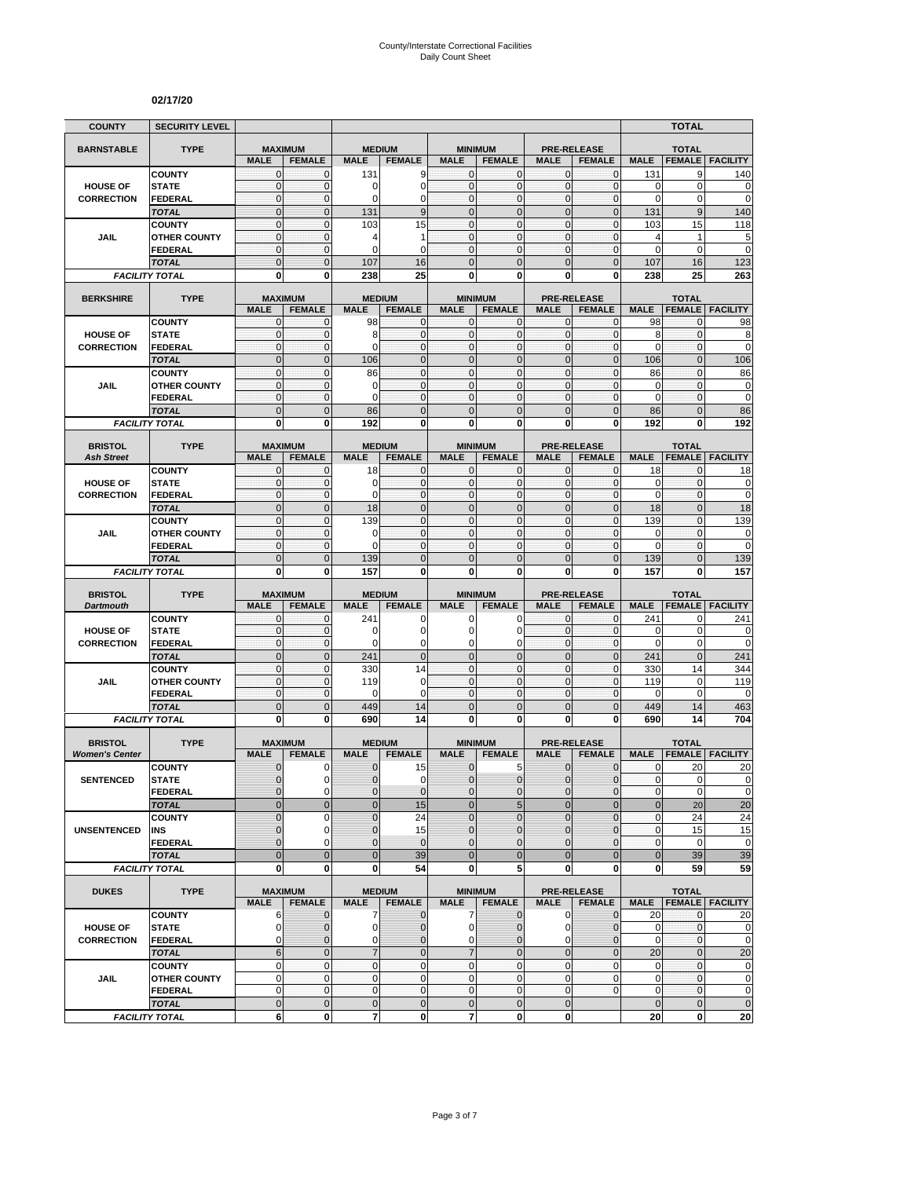# County/Interstate Correctional Facilities
## Daily Count Sheet

**02/17/20**

| COUNTY | SECURITY LEVEL | | | | | | | | | | TOTAL | |
|---|---|---|---|---|---|---|---|---|---|---|---|---|
| **BARNSTABLE** | **TYPE** | **MAXIMUM** | | **MEDIUM** | | **MINIMUM** | | **PRE-RELEASE** | | **TOTAL** | | |
| | | **MALE** | **FEMALE** | **MALE** | **FEMALE** | **MALE** | **FEMALE** | **MALE** | **FEMALE** | **MALE** | **FEMALE** | **FACILITY** |
| **HOUSE OF CORRECTION** | COUNTY | 0 | 0 | 131 | 9 | 0 | 0 | 0 | 0 | 131 | 9 | 140 |
| | STATE | 0 | 0 | 0 | 0 | 0 | 0 | 0 | 0 | 0 | 0 | 0 |
| | FEDERAL | 0 | 0 | 0 | 0 | 0 | 0 | 0 | 0 | 0 | 0 | 0 |
| | *TOTAL* | 0 | 0 | 131 | 9 | 0 | 0 | 0 | 0 | 131 | 9 | 140 |
| **JAIL** | COUNTY | 0 | 0 | 103 | 15 | 0 | 0 | 0 | 0 | 103 | 15 | 118 |
| | OTHER COUNTY | 0 | 0 | 4 | 1 | 0 | 0 | 0 | 0 | 4 | 1 | 5 |
| | FEDERAL | 0 | 0 | 0 | 0 | 0 | 0 | 0 | 0 | 0 | 0 | 0 |
| | *TOTAL* | 0 | 0 | 107 | 16 | 0 | 0 | 0 | 0 | 107 | 16 | 123 |
| *FACILITY TOTAL* | | 0 | 0 | 238 | 25 | 0 | 0 | 0 | 0 | 238 | 25 | 263 |
| **BERKSHIRE** | **TYPE** | **MAXIMUM** | | **MEDIUM** | | **MINIMUM** | | **PRE-RELEASE** | | **TOTAL** | | |
| | | **MALE** | **FEMALE** | **MALE** | **FEMALE** | **MALE** | **FEMALE** | **MALE** | **FEMALE** | **MALE** | **FEMALE** | **FACILITY** |
| **HOUSE OF CORRECTION** | COUNTY | 0 | 0 | 98 | 0 | 0 | 0 | 0 | 0 | 98 | 0 | 98 |
| | STATE | 0 | 0 | 8 | 0 | 0 | 0 | 0 | 0 | 8 | 0 | 8 |
| | FEDERAL | 0 | 0 | 0 | 0 | 0 | 0 | 0 | 0 | 0 | 0 | 0 |
| | *TOTAL* | 0 | 0 | 106 | 0 | 0 | 0 | 0 | 0 | 106 | 0 | 106 |
| **JAIL** | COUNTY | 0 | 0 | 86 | 0 | 0 | 0 | 0 | 0 | 86 | 0 | 86 |
| | OTHER COUNTY | 0 | 0 | 0 | 0 | 0 | 0 | 0 | 0 | 0 | 0 | 0 |
| | FEDERAL | 0 | 0 | 0 | 0 | 0 | 0 | 0 | 0 | 0 | 0 | 0 |
| | *TOTAL* | 0 | 0 | 86 | 0 | 0 | 0 | 0 | 0 | 86 | 0 | 86 |
| *FACILITY TOTAL* | | 0 | 0 | 192 | 0 | 0 | 0 | 0 | 0 | 192 | 0 | 192 |
| **BRISTOL** *Ash Street* | **TYPE** | **MAXIMUM** | | **MEDIUM** | | **MINIMUM** | | **PRE-RELEASE** | | **TOTAL** | | |
| | | **MALE** | **FEMALE** | **MALE** | **FEMALE** | **MALE** | **FEMALE** | **MALE** | **FEMALE** | **MALE** | **FEMALE** | **FACILITY** |
| **HOUSE OF CORRECTION** | COUNTY | 0 | 0 | 18 | 0 | 0 | 0 | 0 | 0 | 18 | 0 | 18 |
| | STATE | 0 | 0 | 0 | 0 | 0 | 0 | 0 | 0 | 0 | 0 | 0 |
| | FEDERAL | 0 | 0 | 0 | 0 | 0 | 0 | 0 | 0 | 0 | 0 | 0 |
| | *TOTAL* | 0 | 0 | 18 | 0 | 0 | 0 | 0 | 0 | 18 | 0 | 18 |
| **JAIL** | COUNTY | 0 | 0 | 139 | 0 | 0 | 0 | 0 | 0 | 139 | 0 | 139 |
| | OTHER COUNTY | 0 | 0 | 0 | 0 | 0 | 0 | 0 | 0 | 0 | 0 | 0 |
| | FEDERAL | 0 | 0 | 0 | 0 | 0 | 0 | 0 | 0 | 0 | 0 | 0 |
| | *TOTAL* | 0 | 0 | 139 | 0 | 0 | 0 | 0 | 0 | 139 | 0 | 139 |
| *FACILITY TOTAL* | | 0 | 0 | 157 | 0 | 0 | 0 | 0 | 0 | 157 | 0 | 157 |
| **BRISTOL** *Dartmouth* | **TYPE** | **MAXIMUM** | | **MEDIUM** | | **MINIMUM** | | **PRE-RELEASE** | | **TOTAL** | | |
| | | **MALE** | **FEMALE** | **MALE** | **FEMALE** | **MALE** | **FEMALE** | **MALE** | **FEMALE** | **MALE** | **FEMALE** | **FACILITY** |
| **HOUSE OF CORRECTION** | COUNTY | 0 | 0 | 241 | 0 | 0 | 0 | 0 | 0 | 241 | 0 | 241 |
| | STATE | 0 | 0 | 0 | 0 | 0 | 0 | 0 | 0 | 0 | 0 | 0 |
| | FEDERAL | 0 | 0 | 0 | 0 | 0 | 0 | 0 | 0 | 0 | 0 | 0 |
| | *TOTAL* | 0 | 0 | 241 | 0 | 0 | 0 | 0 | 0 | 241 | 0 | 241 |
| **JAIL** | COUNTY | 0 | 0 | 330 | 14 | 0 | 0 | 0 | 0 | 330 | 14 | 344 |
| | OTHER COUNTY | 0 | 0 | 119 | 0 | 0 | 0 | 0 | 0 | 119 | 0 | 119 |
| | FEDERAL | 0 | 0 | 0 | 0 | 0 | 0 | 0 | 0 | 0 | 0 | 0 |
| | *TOTAL* | 0 | 0 | 449 | 14 | 0 | 0 | 0 | 0 | 449 | 14 | 463 |
| *FACILITY TOTAL* | | 0 | 0 | 690 | 14 | 0 | 0 | 0 | 0 | 690 | 14 | 704 |
| **BRISTOL** *Women's Center* | **TYPE** | **MAXIMUM** | | **MEDIUM** | | **MINIMUM** | | **PRE-RELEASE** | | **TOTAL** | | |
| | | **MALE** | **FEMALE** | **MALE** | **FEMALE** | **MALE** | **FEMALE** | **MALE** | **FEMALE** | **MALE** | **FEMALE** | **FACILITY** |
| **SENTENCED** | COUNTY | 0 | 0 | 0 | 15 | 0 | 5 | 0 | 0 | 0 | 20 | 20 |
| | STATE | 0 | 0 | 0 | 0 | 0 | 0 | 0 | 0 | 0 | 0 | 0 |
| | FEDERAL | 0 | 0 | 0 | 0 | 0 | 0 | 0 | 0 | 0 | 0 | 0 |
| | *TOTAL* | 0 | 0 | 0 | 15 | 0 | 5 | 0 | 0 | 0 | 20 | 20 |
| **UNSENTENCED** | COUNTY | 0 | 0 | 0 | 24 | 0 | 0 | 0 | 0 | 0 | 24 | 24 |
| | INS | 0 | 0 | 0 | 15 | 0 | 0 | 0 | 0 | 0 | 15 | 15 |
| | FEDERAL | 0 | 0 | 0 | 0 | 0 | 0 | 0 | 0 | 0 | 0 | 0 |
| | *TOTAL* | 0 | 0 | 0 | 39 | 0 | 0 | 0 | 0 | 0 | 39 | 39 |
| *FACILITY TOTAL* | | 0 | 0 | 0 | 54 | 0 | 5 | 0 | 0 | 0 | 59 | 59 |
| **DUKES** | **TYPE** | **MAXIMUM** | | **MEDIUM** | | **MINIMUM** | | **PRE-RELEASE** | | **TOTAL** | | |
| | | **MALE** | **FEMALE** | **MALE** | **FEMALE** | **MALE** | **FEMALE** | **MALE** | **FEMALE** | **MALE** | **FEMALE** | **FACILITY** |
| **HOUSE OF CORRECTION** | COUNTY | 6 | 0 | 7 | 0 | 7 | 0 | 0 | 0 | 20 | 0 | 20 |
| | STATE | 0 | 0 | 0 | 0 | 0 | 0 | 0 | 0 | 0 | 0 | 0 |
| | FEDERAL | 0 | 0 | 0 | 0 | 0 | 0 | 0 | 0 | 0 | 0 | 0 |
| | *TOTAL* | 6 | 0 | 7 | 0 | 7 | 0 | 0 | 0 | 20 | 0 | 20 |
| **JAIL** | COUNTY | 0 | 0 | 0 | 0 | 0 | 0 | 0 | 0 | 0 | 0 | 0 |
| | OTHER COUNTY | 0 | 0 | 0 | 0 | 0 | 0 | 0 | 0 | 0 | 0 | 0 |
| | FEDERAL | 0 | 0 | 0 | 0 | 0 | 0 | 0 | 0 | 0 | 0 | 0 |
| | *TOTAL* | 0 | 0 | 0 | 0 | 0 | 0 | 0 | | 0 | 0 | 0 |
| *FACILITY TOTAL* | | 6 | 0 | 7 | 0 | 7 | 0 | 0 | | 20 | 0 | 20 |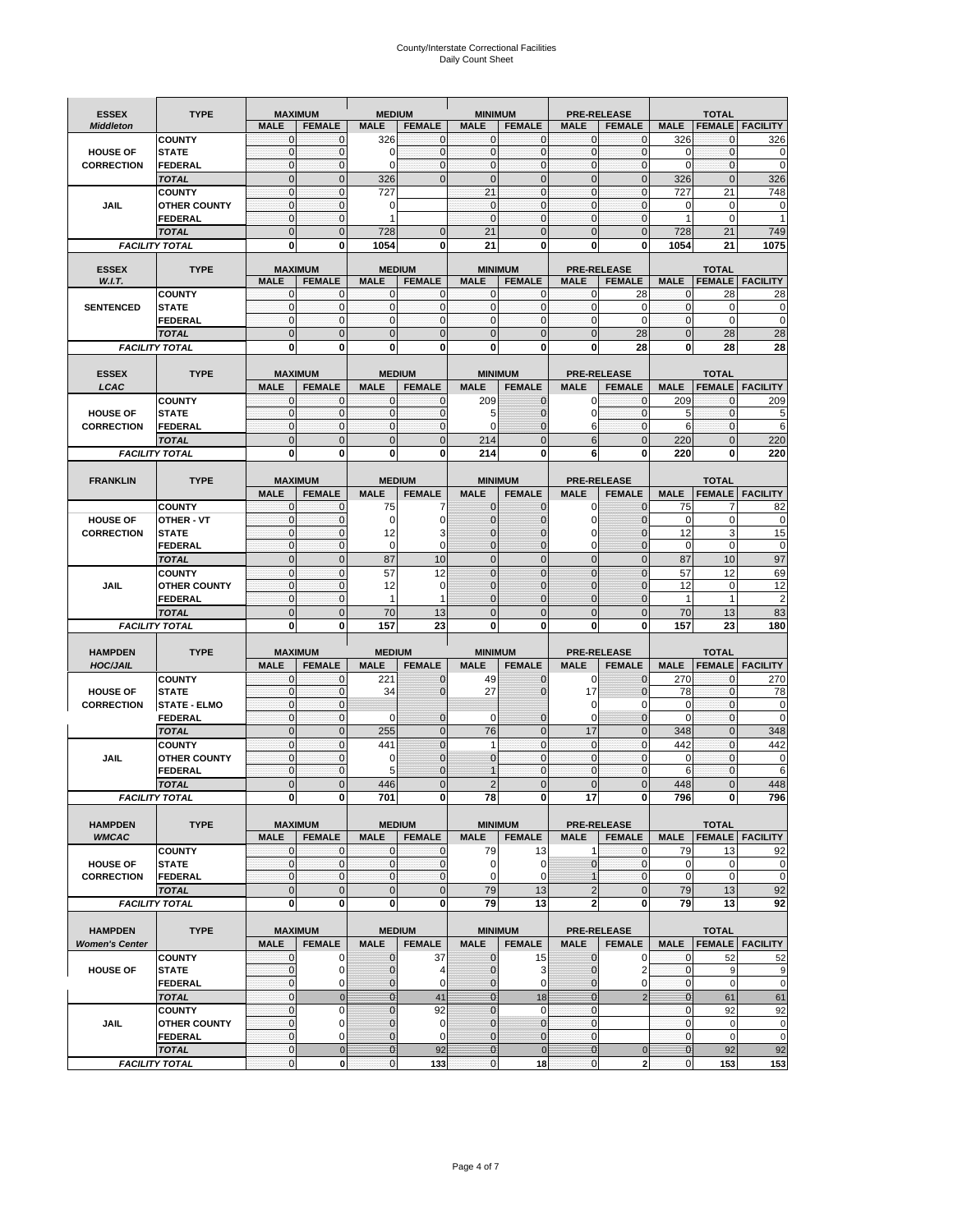# County/Interstate Correctional Facilities
## Daily Count Sheet

| ESSEX *Middleton* | TYPE | MAXIMUM | | MEDIUM | | MINIMUM | | PRE-RELEASE | | TOTAL | | |
|---|---|---|---|---|---|---|---|---|---|---|---|---|
| | | MALE | FEMALE | MALE | FEMALE | MALE | FEMALE | MALE | FEMALE | MALE | FEMALE | FACILITY |
| | COUNTY | 0 | 0 | 326 | 0 | 0 | 0 | 0 | 0 | 326 | 0 | 326 |
| HOUSE OF | STATE | 0 | 0 | 0 | 0 | 0 | 0 | 0 | 0 | 0 | 0 | 0 |
| CORRECTION | FEDERAL | 0 | 0 | 0 | 0 | 0 | 0 | 0 | 0 | 0 | 0 | 0 |
| | *TOTAL* | 0 | 0 | 326 | 0 | 0 | 0 | 0 | 0 | 326 | 0 | 326 |
| | COUNTY | 0 | 0 | 727 | | 21 | 0 | 0 | 0 | 727 | 21 | 748 |
| JAIL | OTHER COUNTY | 0 | 0 | 0 | | 0 | 0 | 0 | 0 | 0 | 0 | 0 |
| | FEDERAL | 0 | 0 | 1 | | 0 | 0 | 0 | 0 | 1 | 0 | 1 |
| | *TOTAL* | 0 | 0 | 728 | 0 | 21 | 0 | 0 | 0 | 728 | 21 | 749 |
| *FACILITY TOTAL* | | **0** | **0** | **1054** | **0** | **21** | **0** | **0** | **0** | **1054** | **21** | **1075** |

| ESSEX *W.I.T.* | TYPE | MAXIMUM | | MEDIUM | | MINIMUM | | PRE-RELEASE | | TOTAL | | |
|---|---|---|---|---|---|---|---|---|---|---|---|---|
| | | MALE | FEMALE | MALE | FEMALE | MALE | FEMALE | MALE | FEMALE | MALE | FEMALE | FACILITY |
| | COUNTY | 0 | 0 | 0 | 0 | 0 | 0 | 0 | 28 | 0 | 28 | 28 |
| SENTENCED | STATE | 0 | 0 | 0 | 0 | 0 | 0 | 0 | 0 | 0 | 0 | 0 |
| | FEDERAL | 0 | 0 | 0 | 0 | 0 | 0 | 0 | 0 | 0 | 0 | 0 |
| | *TOTAL* | 0 | 0 | 0 | 0 | 0 | 0 | 0 | 28 | 0 | 28 | 28 |
| *FACILITY TOTAL* | | **0** | **0** | **0** | **0** | **0** | **0** | **0** | **28** | **0** | **28** | **28** |

| ESSEX *LCAC* | TYPE | MAXIMUM | | MEDIUM | | MINIMUM | | PRE-RELEASE | | TOTAL | | |
|---|---|---|---|---|---|---|---|---|---|---|---|---|
| | | MALE | FEMALE | MALE | FEMALE | MALE | FEMALE | MALE | FEMALE | MALE | FEMALE | FACILITY |
| | COUNTY | 0 | 0 | 0 | 0 | 209 | 0 | 0 | 0 | 209 | 0 | 209 |
| HOUSE OF | STATE | 0 | 0 | 0 | 0 | 5 | 0 | 0 | 0 | 5 | 0 | 5 |
| CORRECTION | FEDERAL | 0 | 0 | 0 | 0 | 0 | 0 | 6 | 0 | 6 | 0 | 6 |
| | *TOTAL* | 0 | 0 | 0 | 0 | 214 | 0 | 6 | 0 | 220 | 0 | 220 |
| *FACILITY TOTAL* | | **0** | **0** | **0** | **0** | **214** | **0** | **6** | **0** | **220** | **0** | **220** |

| FRANKLIN | TYPE | MAXIMUM | | MEDIUM | | MINIMUM | | PRE-RELEASE | | TOTAL | | |
|---|---|---|---|---|---|---|---|---|---|---|---|---|
| | | MALE | FEMALE | MALE | FEMALE | MALE | FEMALE | MALE | FEMALE | MALE | FEMALE | FACILITY |
| | COUNTY | 0 | 0 | 75 | 7 | 0 | 0 | 0 | 0 | 75 | 7 | 82 |
| HOUSE OF | OTHER - VT | 0 | 0 | 0 | 0 | 0 | 0 | 0 | 0 | 0 | 0 | 0 |
| CORRECTION | STATE | 0 | 0 | 12 | 3 | 0 | 0 | 0 | 0 | 12 | 3 | 15 |
| | FEDERAL | 0 | 0 | 0 | 0 | 0 | 0 | 0 | 0 | 0 | 0 | 0 |
| | *TOTAL* | 0 | 0 | 87 | 10 | 0 | 0 | 0 | 0 | 87 | 10 | 97 |
| | COUNTY | 0 | 0 | 57 | 12 | 0 | 0 | 0 | 0 | 57 | 12 | 69 |
| JAIL | OTHER COUNTY | 0 | 0 | 12 | 0 | 0 | 0 | 0 | 0 | 12 | 0 | 12 |
| | FEDERAL | 0 | 0 | 1 | 1 | 0 | 0 | 0 | 0 | 1 | 1 | 2 |
| | *TOTAL* | 0 | 0 | 70 | 13 | 0 | 0 | 0 | 0 | 70 | 13 | 83 |
| *FACILITY TOTAL* | | **0** | **0** | **157** | **23** | **0** | **0** | **0** | **0** | **157** | **23** | **180** |

| HAMPDEN *HOC/JAIL* | TYPE | MAXIMUM | | MEDIUM | | MINIMUM | | PRE-RELEASE | | TOTAL | | |
|---|---|---|---|---|---|---|---|---|---|---|---|---|
| | | MALE | FEMALE | MALE | FEMALE | MALE | FEMALE | MALE | FEMALE | MALE | FEMALE | FACILITY |
| | COUNTY | 0 | 0 | 221 | 0 | 49 | 0 | 0 | 0 | 270 | 0 | 270 |
| HOUSE OF | STATE | 0 | 0 | 34 | 0 | 27 | 0 | 17 | 0 | 78 | 0 | 78 |
| CORRECTION | STATE - ELMO | 0 | 0 | | | | | 0 | 0 | 0 | 0 | 0 |
| | FEDERAL | 0 | 0 | 0 | 0 | 0 | 0 | 0 | 0 | 0 | 0 | 0 |
| | *TOTAL* | 0 | 0 | 255 | 0 | 76 | 0 | 17 | 0 | 348 | 0 | 348 |
| | COUNTY | 0 | 0 | 441 | 0 | 1 | 0 | 0 | 0 | 442 | 0 | 442 |
| JAIL | OTHER COUNTY | 0 | 0 | 0 | 0 | 0 | 0 | 0 | 0 | 0 | 0 | 0 |
| | FEDERAL | 0 | 0 | 5 | 0 | 1 | 0 | 0 | 0 | 6 | 0 | 6 |
| | *TOTAL* | 0 | 0 | 446 | 0 | 2 | 0 | 0 | 0 | 448 | 0 | 448 |
| *FACILITY TOTAL* | | **0** | **0** | **701** | **0** | **78** | **0** | **17** | **0** | **796** | **0** | **796** |

| HAMPDEN *WMCAC* | TYPE | MAXIMUM | | MEDIUM | | MINIMUM | | PRE-RELEASE | | TOTAL | | |
|---|---|---|---|---|---|---|---|---|---|---|---|---|
| | | MALE | FEMALE | MALE | FEMALE | MALE | FEMALE | MALE | FEMALE | MALE | FEMALE | FACILITY |
| | COUNTY | 0 | 0 | 0 | 0 | 79 | 13 | 1 | 0 | 79 | 13 | 92 |
| HOUSE OF | STATE | 0 | 0 | 0 | 0 | 0 | 0 | 0 | 0 | 0 | 0 | 0 |
| CORRECTION | FEDERAL | 0 | 0 | 0 | 0 | 0 | 0 | 1 | 0 | 0 | 0 | 0 |
| | *TOTAL* | 0 | 0 | 0 | 0 | 79 | 13 | 2 | 0 | 79 | 13 | 92 |
| *FACILITY TOTAL* | | **0** | **0** | **0** | **0** | **79** | **13** | **2** | **0** | **79** | **13** | **92** |

| HAMPDEN *Women's Center* | TYPE | MAXIMUM | | MEDIUM | | MINIMUM | | PRE-RELEASE | | TOTAL | | |
|---|---|---|---|---|---|---|---|---|---|---|---|---|
| | | MALE | FEMALE | MALE | FEMALE | MALE | FEMALE | MALE | FEMALE | MALE | FEMALE | FACILITY |
| | COUNTY | 0 | 0 | 0 | 37 | 0 | 15 | 0 | 0 | 0 | 52 | 52 |
| HOUSE OF | STATE | 0 | 0 | 0 | 4 | 0 | 3 | 0 | 2 | 0 | 9 | 9 |
| | FEDERAL | 0 | 0 | 0 | 0 | 0 | 0 | 0 | 0 | 0 | 0 | 0 |
| | *TOTAL* | 0 | 0 | 0 | 41 | 0 | 18 | 0 | 2 | 0 | 61 | 61 |
| | COUNTY | 0 | 0 | 0 | 92 | 0 | 0 | 0 | | 0 | 92 | 92 |
| JAIL | OTHER COUNTY | 0 | 0 | 0 | 0 | 0 | 0 | 0 | | 0 | 0 | 0 |
| | FEDERAL | 0 | 0 | 0 | 0 | 0 | 0 | 0 | | 0 | 0 | 0 |
| | *TOTAL* | 0 | 0 | 0 | 92 | 0 | 0 | 0 | 0 | 0 | 92 | 92 |
| *FACILITY TOTAL* | | **0** | **0** | **0** | **133** | **0** | **18** | **0** | **2** | **0** | **153** | **153** |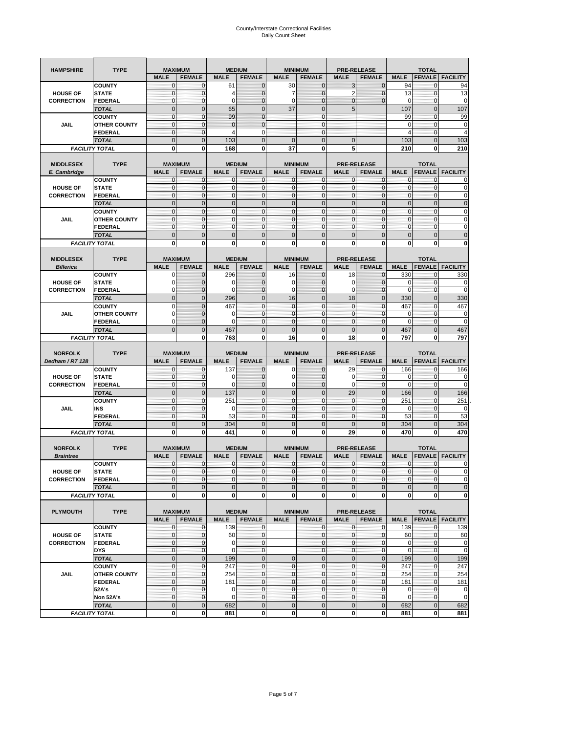# County/Interstate Correctional Facilities
## Daily Count Sheet

| HAMPSHIRE | TYPE | MAXIMUM | | MEDIUM | | MINIMUM | | PRE-RELEASE | | TOTAL | | |
|---|---|---|---|---|---|---|---|---|---|---|---|---|
| | | MALE | FEMALE | MALE | FEMALE | MALE | FEMALE | MALE | FEMALE | MALE | FEMALE | FACILITY |
| HOUSE OF CORRECTION | COUNTY | 0 | 0 | 61 | 0 | 30 | 0 | 3 | 0 | 94 | 0 | 94 |
| | STATE | 0 | 0 | 4 | 0 | 7 | 0 | 2 | 0 | 13 | 0 | 13 |
| | FEDERAL | 0 | 0 | 0 | 0 | 0 | 0 | 0 | 0 | 0 | 0 | 0 |
| | TOTAL | 0 | 0 | 65 | 0 | 37 | 0 | 5 | | 107 | 0 | 107 |
| JAIL | COUNTY | 0 | 0 | 99 | 0 | | 0 | | | 99 | 0 | 99 |
| | OTHER COUNTY | 0 | 0 | 0 | 0 | | 0 | | | 0 | 0 | 0 |
| | FEDERAL | 0 | 0 | 4 | 0 | | 0 | | | 4 | 0 | 4 |
| | TOTAL | 0 | 0 | 103 | 0 | 0 | 0 | 0 | | 103 | 0 | 103 |
| FACILITY TOTAL | | 0 | 0 | 168 | 0 | 37 | 0 | 5 | | 210 | 0 | 210 |

| MIDDLESEX E. Cambridge | TYPE | MAXIMUM | | MEDIUM | | MINIMUM | | PRE-RELEASE | | TOTAL | | |
|---|---|---|---|---|---|---|---|---|---|---|---|---|
| | | MALE | FEMALE | MALE | FEMALE | MALE | FEMALE | MALE | FEMALE | MALE | FEMALE | FACILITY |
| HOUSE OF CORRECTION | COUNTY | 0 | 0 | 0 | 0 | 0 | 0 | 0 | 0 | 0 | 0 | 0 |
| | STATE | 0 | 0 | 0 | 0 | 0 | 0 | 0 | 0 | 0 | 0 | 0 |
| | FEDERAL | 0 | 0 | 0 | 0 | 0 | 0 | 0 | 0 | 0 | 0 | 0 |
| | TOTAL | 0 | 0 | 0 | 0 | 0 | 0 | 0 | 0 | 0 | 0 | 0 |
| JAIL | COUNTY | 0 | 0 | 0 | 0 | 0 | 0 | 0 | 0 | 0 | 0 | 0 |
| | OTHER COUNTY | 0 | 0 | 0 | 0 | 0 | 0 | 0 | 0 | 0 | 0 | 0 |
| | FEDERAL | 0 | 0 | 0 | 0 | 0 | 0 | 0 | 0 | 0 | 0 | 0 |
| | TOTAL | 0 | 0 | 0 | 0 | 0 | 0 | 0 | 0 | 0 | 0 | 0 |
| FACILITY TOTAL | | 0 | 0 | 0 | 0 | 0 | 0 | 0 | 0 | 0 | 0 | 0 |

| MIDDLESEX Billerica | TYPE | MAXIMUM | | MEDIUM | | MINIMUM | | PRE-RELEASE | | TOTAL | | |
|---|---|---|---|---|---|---|---|---|---|---|---|---|
| | | MALE | FEMALE | MALE | FEMALE | MALE | FEMALE | MALE | FEMALE | MALE | FEMALE | FACILITY |
| HOUSE OF CORRECTION | COUNTY | 0 | 0 | 296 | 0 | 16 | 0 | 18 | 0 | 330 | 0 | 330 |
| | STATE | 0 | 0 | 0 | 0 | 0 | 0 | 0 | 0 | 0 | 0 | 0 |
| | FEDERAL | 0 | 0 | 0 | 0 | 0 | 0 | 0 | 0 | 0 | 0 | 0 |
| | TOTAL | 0 | 0 | 296 | 0 | 16 | 0 | 18 | 0 | 330 | 0 | 330 |
| JAIL | COUNTY | 0 | 0 | 467 | 0 | 0 | 0 | 0 | 0 | 467 | 0 | 467 |
| | OTHER COUNTY | 0 | 0 | 0 | 0 | 0 | 0 | 0 | 0 | 0 | 0 | 0 |
| | FEDERAL | 0 | 0 | 0 | 0 | 0 | 0 | 0 | 0 | 0 | 0 | 0 |
| | TOTAL | 0 | 0 | 467 | 0 | 0 | 0 | 0 | 0 | 467 | 0 | 467 |
| FACILITY TOTAL | | | 0 | 763 | 0 | 16 | 0 | 18 | 0 | 797 | 0 | 797 |

| NORFOLK Dedham / RT 128 | TYPE | MAXIMUM | | MEDIUM | | MINIMUM | | PRE-RELEASE | | TOTAL | | |
|---|---|---|---|---|---|---|---|---|---|---|---|---|
| | | MALE | FEMALE | MALE | FEMALE | MALE | FEMALE | MALE | FEMALE | MALE | FEMALE | FACILITY |
| HOUSE OF CORRECTION | COUNTY | 0 | 0 | 137 | 0 | 0 | 0 | 29 | 0 | 166 | 0 | 166 |
| | STATE | 0 | 0 | 0 | 0 | 0 | 0 | 0 | 0 | 0 | 0 | 0 |
| | FEDERAL | 0 | 0 | 0 | 0 | 0 | 0 | 0 | 0 | 0 | 0 | 0 |
| | TOTAL | 0 | 0 | 137 | 0 | 0 | 0 | 29 | 0 | 166 | 0 | 166 |
| JAIL | COUNTY | 0 | 0 | 251 | 0 | 0 | 0 | 0 | 0 | 251 | 0 | 251 |
| | INS | 0 | 0 | 0 | 0 | 0 | 0 | 0 | 0 | 0 | 0 | 0 |
| | FEDERAL | 0 | 0 | 53 | 0 | 0 | 0 | 0 | 0 | 53 | 0 | 53 |
| | TOTAL | 0 | 0 | 304 | 0 | 0 | 0 | 0 | 0 | 304 | 0 | 304 |
| FACILITY TOTAL | | 0 | 0 | 441 | 0 | 0 | 0 | 29 | 0 | 470 | 0 | 470 |

| NORFOLK Braintree | TYPE | MAXIMUM | | MEDIUM | | MINIMUM | | PRE-RELEASE | | TOTAL | | |
|---|---|---|---|---|---|---|---|---|---|---|---|---|
| | | MALE | FEMALE | MALE | FEMALE | MALE | FEMALE | MALE | FEMALE | MALE | FEMALE | FACILITY |
| HOUSE OF CORRECTION | COUNTY | 0 | 0 | 0 | 0 | 0 | 0 | 0 | 0 | 0 | 0 | 0 |
| | STATE | 0 | 0 | 0 | 0 | 0 | 0 | 0 | 0 | 0 | 0 | 0 |
| | FEDERAL | 0 | 0 | 0 | 0 | 0 | 0 | 0 | 0 | 0 | 0 | 0 |
| | TOTAL | 0 | 0 | 0 | 0 | 0 | 0 | 0 | 0 | 0 | 0 | 0 |
| FACILITY TOTAL | | 0 | 0 | 0 | 0 | 0 | 0 | 0 | 0 | 0 | 0 | 0 |

| PLYMOUTH | TYPE | MAXIMUM | | MEDIUM | | MINIMUM | | PRE-RELEASE | | TOTAL | | |
|---|---|---|---|---|---|---|---|---|---|---|---|---|
| | | MALE | FEMALE | MALE | FEMALE | MALE | FEMALE | MALE | FEMALE | MALE | FEMALE | FACILITY |
| HOUSE OF CORRECTION | COUNTY | 0 | 0 | 139 | 0 | | 0 | 0 | 0 | 139 | 0 | 139 |
| | STATE | 0 | 0 | 60 | 0 | | 0 | 0 | 0 | 60 | 0 | 60 |
| | FEDERAL | 0 | 0 | 0 | 0 | | 0 | 0 | 0 | 0 | 0 | 0 |
| | DYS | 0 | 0 | 0 | 0 | | 0 | 0 | 0 | 0 | 0 | 0 |
| | TOTAL | 0 | 0 | 199 | 0 | 0 | 0 | 0 | 0 | 199 | 0 | 199 |
| JAIL | COUNTY | 0 | 0 | 247 | 0 | 0 | 0 | 0 | 0 | 247 | 0 | 247 |
| | OTHER COUNTY | 0 | 0 | 254 | 0 | 0 | 0 | 0 | 0 | 254 | 0 | 254 |
| | FEDERAL | 0 | 0 | 181 | 0 | 0 | 0 | 0 | 0 | 181 | 0 | 181 |
| | 52A's | 0 | 0 | 0 | 0 | 0 | 0 | 0 | 0 | 0 | 0 | 0 |
| | Non 52A's | 0 | 0 | 0 | 0 | 0 | 0 | 0 | 0 | 0 | 0 | 0 |
| | TOTAL | 0 | 0 | 682 | 0 | 0 | 0 | 0 | 0 | 682 | 0 | 682 |
| FACILITY TOTAL | | 0 | 0 | 881 | 0 | 0 | 0 | 0 | 0 | 881 | 0 | 881 |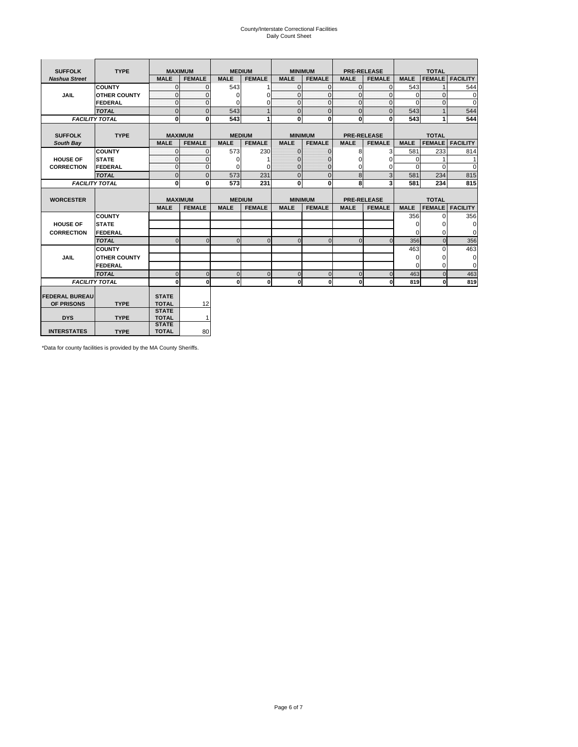County/Interstate Correctional Facilities
Daily Count Sheet

| SUFFOLK | TYPE | MAXIMUM | | MEDIUM | | MINIMUM | | PRE-RELEASE | | TOTAL | | |
|---|---|---|---|---|---|---|---|---|---|---|---|---|
| *Nashua Street* | | MALE | FEMALE | MALE | FEMALE | MALE | FEMALE | MALE | FEMALE | MALE | FEMALE | FACILITY |
| JAIL | COUNTY | 0 | 0 | 543 | 1 | 0 | 0 | 0 | 0 | 543 | 1 | 544 |
| | OTHER COUNTY | 0 | 0 | 0 | 0 | 0 | 0 | 0 | 0 | 0 | 0 | 0 |
| | FEDERAL | 0 | 0 | 0 | 0 | 0 | 0 | 0 | 0 | 0 | 0 | 0 |
| | *TOTAL* | 0 | 0 | 543 | 1 | 0 | 0 | 0 | 0 | 543 | 1 | 544 |
| *FACILITY TOTAL* | | **0** | **0** | **543** | **1** | **0** | **0** | **0** | **0** | **543** | **1** | **544** |

| SUFFOLK | TYPE | MAXIMUM | | MEDIUM | | MINIMUM | | PRE-RELEASE | | TOTAL | | |
|---|---|---|---|---|---|---|---|---|---|---|---|---|
| *South Bay* | | MALE | FEMALE | MALE | FEMALE | MALE | FEMALE | MALE | FEMALE | MALE | FEMALE | FACILITY |
| HOUSE OF CORRECTION | COUNTY | 0 | 0 | 573 | 230 | 0 | 0 | 8 | 3 | 581 | 233 | 814 |
| | STATE | 0 | 0 | 0 | 1 | 0 | 0 | 0 | 0 | 0 | 1 | 1 |
| | FEDERAL | 0 | 0 | 0 | 0 | 0 | 0 | 0 | 0 | 0 | 0 | 0 |
| | *TOTAL* | 0 | 0 | 573 | 231 | 0 | 0 | 8 | 3 | 581 | 234 | 815 |
| *FACILITY TOTAL* | | **0** | **0** | **573** | **231** | **0** | **0** | **8** | **3** | **581** | **234** | **815** |

| WORCESTER | | MAXIMUM | | MEDIUM | | MINIMUM | | PRE-RELEASE | | TOTAL | | |
|---|---|---|---|---|---|---|---|---|---|---|---|---|
| | | MALE | FEMALE | MALE | FEMALE | MALE | FEMALE | MALE | FEMALE | MALE | FEMALE | FACILITY |
| HOUSE OF CORRECTION | COUNTY | | | | | | | | | 356 | 0 | 356 |
| | STATE | | | | | | | | | 0 | 0 | 0 |
| | FEDERAL | | | | | | | | | 0 | 0 | 0 |
| | *TOTAL* | 0 | 0 | 0 | 0 | 0 | 0 | 0 | 0 | 356 | 0 | 356 |
| JAIL | COUNTY | | | | | | | | | 463 | 0 | 463 |
| | OTHER COUNTY | | | | | | | | | 0 | 0 | 0 |
| | FEDERAL | | | | | | | | | 0 | 0 | 0 |
| | *TOTAL* | 0 | 0 | 0 | 0 | 0 | 0 | 0 | 0 | 463 | 0 | 463 |
| *FACILITY TOTAL* | | **0** | **0** | **0** | **0** | **0** | **0** | **0** | **0** | **819** | **0** | **819** |

| | | | |
|---|---|---|---|
| FEDERAL BUREAU OF PRISONS | TYPE | STATE TOTAL | 12 |
| DYS | TYPE | STATE TOTAL | 1 |
| INTERSTATES | TYPE | STATE TOTAL | 80 |

*Data for county facilities is provided by the MA County Sheriffs.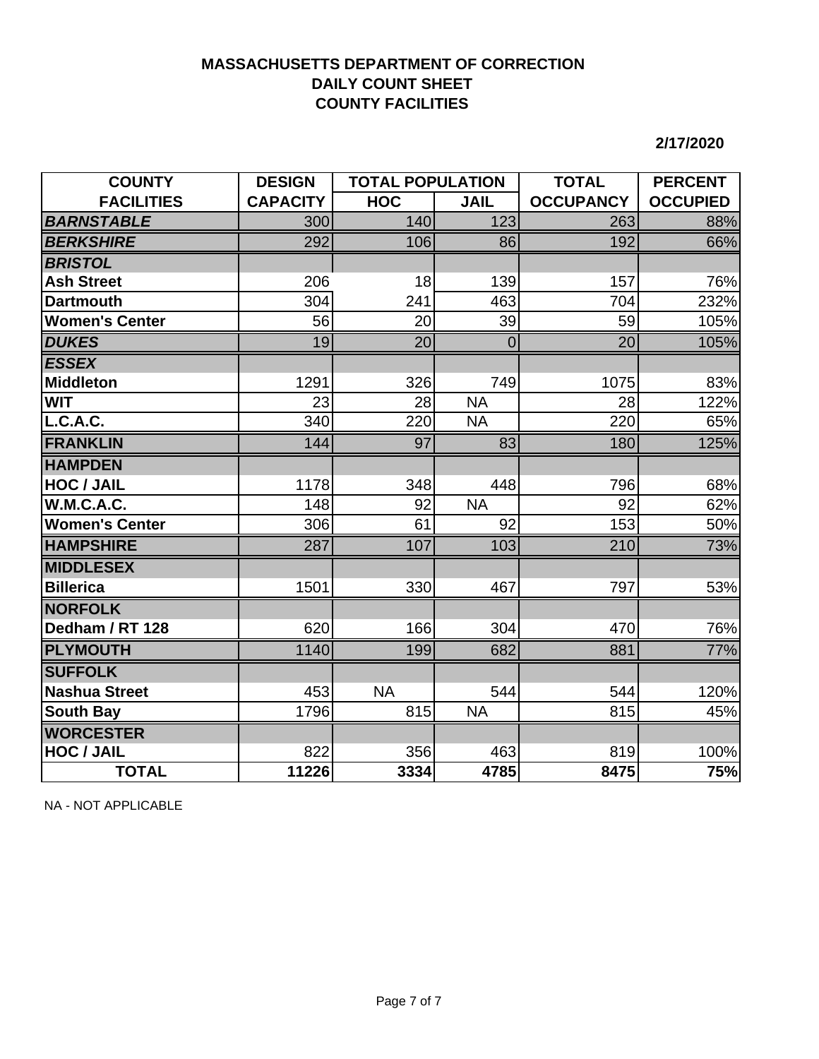# MASSACHUSETTS DEPARTMENT OF CORRECTION
# DAILY COUNT SHEET
# COUNTY FACILITIES

**2/17/2020**

| COUNTY FACILITIES | DESIGN CAPACITY | TOTAL POPULATION | | TOTAL OCCUPANCY | PERCENT OCCUPIED |
|---|---|---|---|---|---|
| | | HOC | JAIL | | |
| ***BARNSTABLE*** | 300 | 140 | 123 | 263 | 88% |
| ***BERKSHIRE*** | 292 | 106 | 86 | 192 | 66% |
| ***BRISTOL*** | | | | | |
| **Ash Street** | 206 | 18 | 139 | 157 | 76% |
| **Dartmouth** | 304 | 241 | 463 | 704 | 232% |
| **Women's Center** | 56 | 20 | 39 | 59 | 105% |
| ***DUKES*** | 19 | 20 | 0 | 20 | 105% |
| ***ESSEX*** | | | | | |
| **Middleton** | 1291 | 326 | 749 | 1075 | 83% |
| **WIT** | 23 | 28 | NA | 28 | 122% |
| **L.C.A.C.** | 340 | 220 | NA | 220 | 65% |
| **FRANKLIN** | 144 | 97 | 83 | 180 | 125% |
| **HAMPDEN** | | | | | |
| **HOC / JAIL** | 1178 | 348 | 448 | 796 | 68% |
| **W.M.C.A.C.** | 148 | 92 | NA | 92 | 62% |
| **Women's Center** | 306 | 61 | 92 | 153 | 50% |
| **HAMPSHIRE** | 287 | 107 | 103 | 210 | 73% |
| **MIDDLESEX** | | | | | |
| **Billerica** | 1501 | 330 | 467 | 797 | 53% |
| **NORFOLK** | | | | | |
| **Dedham / RT 128** | 620 | 166 | 304 | 470 | 76% |
| **PLYMOUTH** | 1140 | 199 | 682 | 881 | 77% |
| **SUFFOLK** | | | | | |
| **Nashua Street** | 453 | NA | 544 | 544 | 120% |
| **South Bay** | 1796 | 815 | NA | 815 | 45% |
| **WORCESTER** | | | | | |
| **HOC / JAIL** | 822 | 356 | 463 | 819 | 100% |
| **TOTAL** | **11226** | **3334** | **4785** | **8475** | **75%** |

NA - NOT APPLICABLE